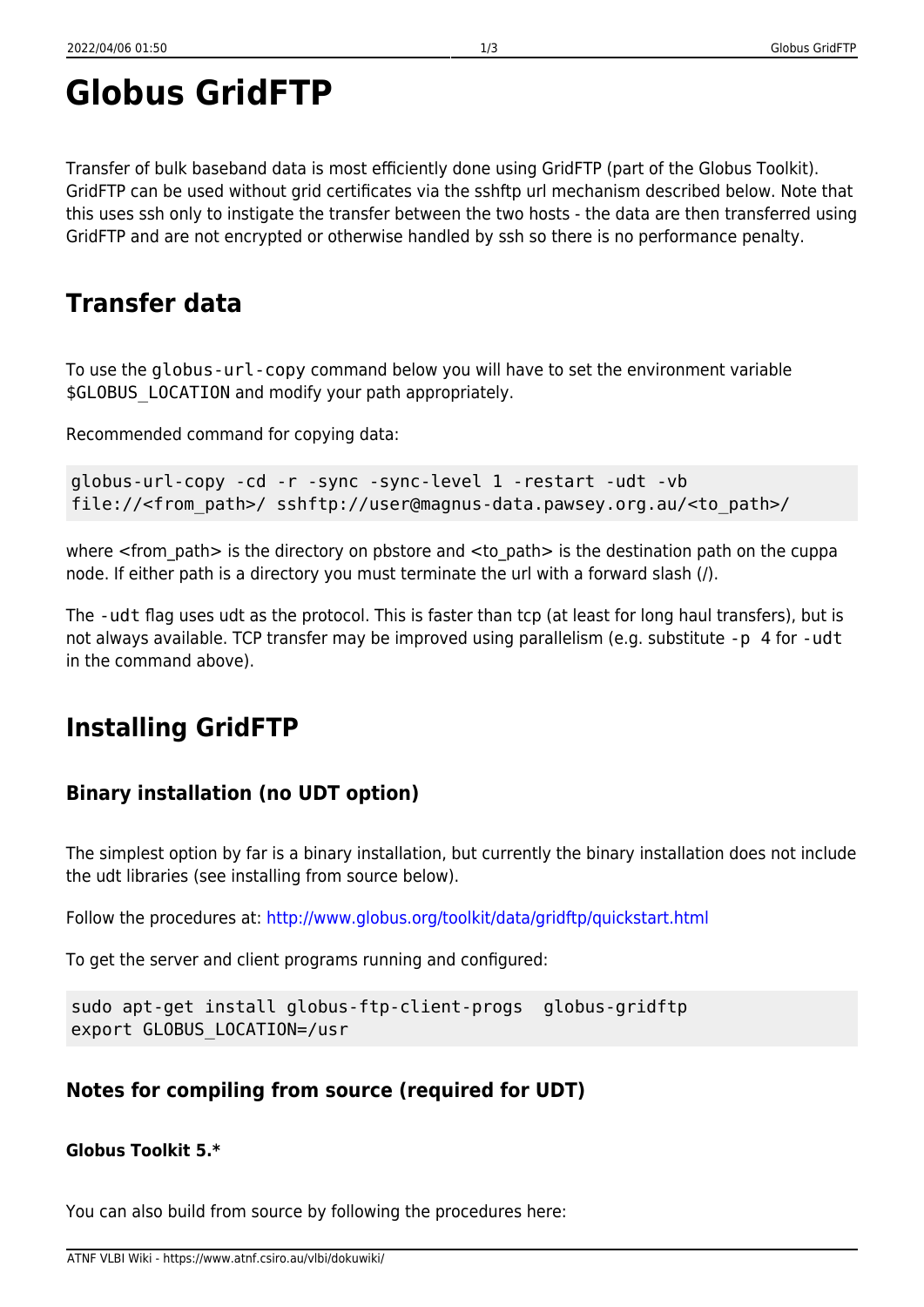# Globus GridFTP

Transfer of bulk baseband data is most efficiently done using GridFTP (part of the Globus Toolkit). GridFTP can be used without grid certificates via the sshftp url mechanism described below. Note that this uses ssh only to instigate the transfer between the two hosts - the data are then transferred using GridFTP and are not encrypted or otherwise handled by ssh so there is no performance penalty.

## Transfer data

To use the `globus-url-copy` command below you will have to set the environment variable `$GLOBUS_LOCATION` and modify your path appropriately.

Recommended command for copying data:

```
globus-url-copy -cd -r -sync -sync-level 1 -restart -udt -vb
file://<from_path>/ sshftp://user@magnus-data.pawsey.org.au/<to_path>/
```

where <from_path> is the directory on pbstore and <to_path> is the destination path on the cuppa node. If either path is a directory you must terminate the url with a forward slash (/).

The `-udt` flag uses udt as the protocol. This is faster than tcp (at least for long haul transfers), but is not always available. TCP transfer may be improved using parallelism (e.g. substitute `-p 4` for `-udt` in the command above).

## Installing GridFTP

### Binary installation (no UDT option)

The simplest option by far is a binary installation, but currently the binary installation does not include the udt libraries (see installing from source below).

Follow the procedures at: http://www.globus.org/toolkit/data/gridftp/quickstart.html

To get the server and client programs running and configured:

```
sudo apt-get install globus-ftp-client-progs  globus-gridftp
export GLOBUS_LOCATION=/usr
```

### Notes for compiling from source (required for UDT)

#### Globus Toolkit 5.*

You can also build from source by following the procedures here: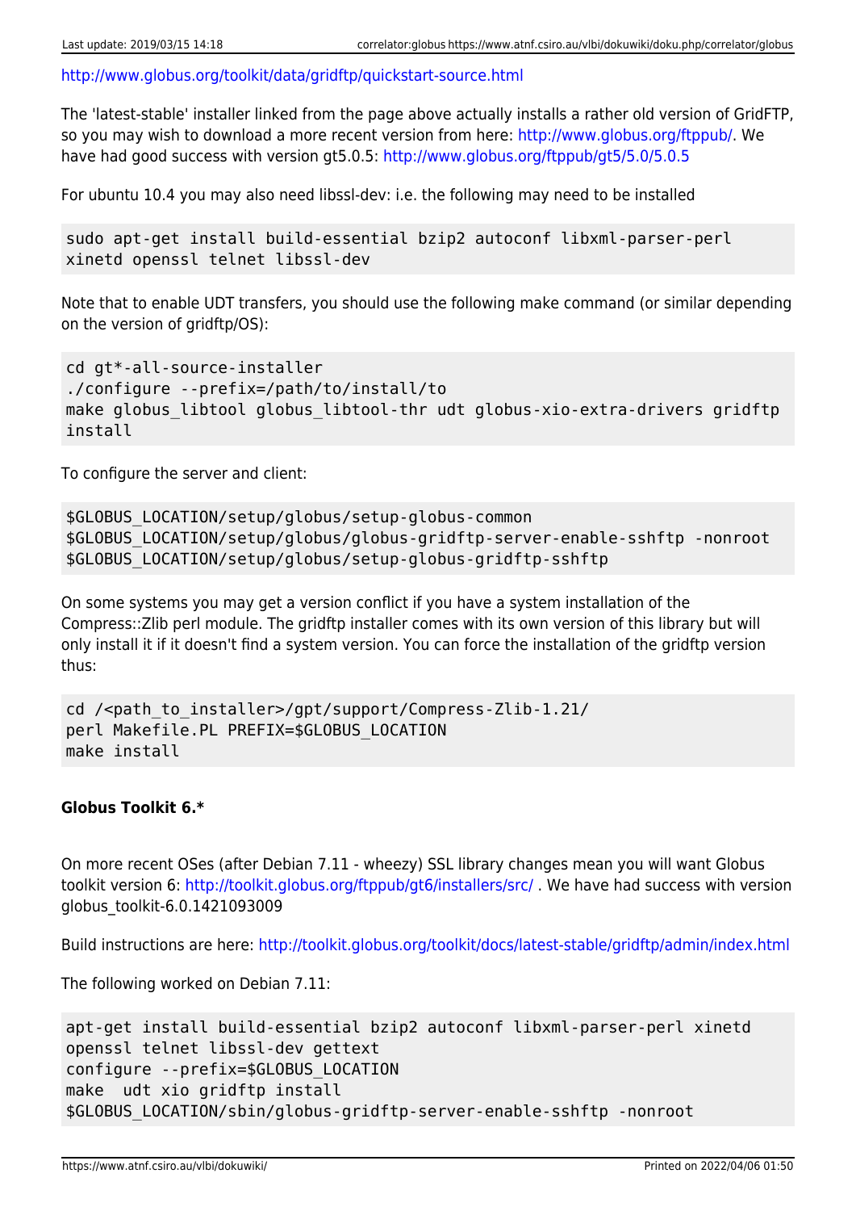http://www.globus.org/toolkit/data/gridftp/quickstart-source.html

The 'latest-stable' installer linked from the page above actually installs a rather old version of GridFTP, so you may wish to download a more recent version from here: http://www.globus.org/ftppub/. We have had good success with version gt5.0.5: http://www.globus.org/ftppub/gt5/5.0/5.0.5

For ubuntu 10.4 you may also need libssl-dev: i.e. the following may need to be installed

```
sudo apt-get install build-essential bzip2 autoconf libxml-parser-perl
xinetd openssl telnet libssl-dev
```

Note that to enable UDT transfers, you should use the following make command (or similar depending on the version of gridftp/OS):

```
cd gt*-all-source-installer
./configure --prefix=/path/to/install/to
make globus_libtool globus_libtool-thr udt globus-xio-extra-drivers gridftp
install
```

To configure the server and client:

```
$GLOBUS_LOCATION/setup/globus/setup-globus-common
$GLOBUS_LOCATION/setup/globus/globus-gridftp-server-enable-sshftp -nonroot
$GLOBUS_LOCATION/setup/globus/setup-globus-gridftp-sshftp
```

On some systems you may get a version conflict if you have a system installation of the Compress::Zlib perl module. The gridftp installer comes with its own version of this library but will only install it if it doesn't find a system version. You can force the installation of the gridftp version thus:

```
cd /<path_to_installer>/gpt/support/Compress-Zlib-1.21/
perl Makefile.PL PREFIX=$GLOBUS_LOCATION
make install
```

**Globus Toolkit 6.***

On more recent OSes (after Debian 7.11 - wheezy) SSL library changes mean you will want Globus toolkit version 6: http://toolkit.globus.org/ftppub/gt6/installers/src/ . We have had success with version globus_toolkit-6.0.1421093009

Build instructions are here: http://toolkit.globus.org/toolkit/docs/latest-stable/gridftp/admin/index.html

The following worked on Debian 7.11:

```
apt-get install build-essential bzip2 autoconf libxml-parser-perl xinetd
openssl telnet libssl-dev gettext
configure --prefix=$GLOBUS_LOCATION
make  udt xio gridftp install
$GLOBUS_LOCATION/sbin/globus-gridftp-server-enable-sshftp -nonroot
```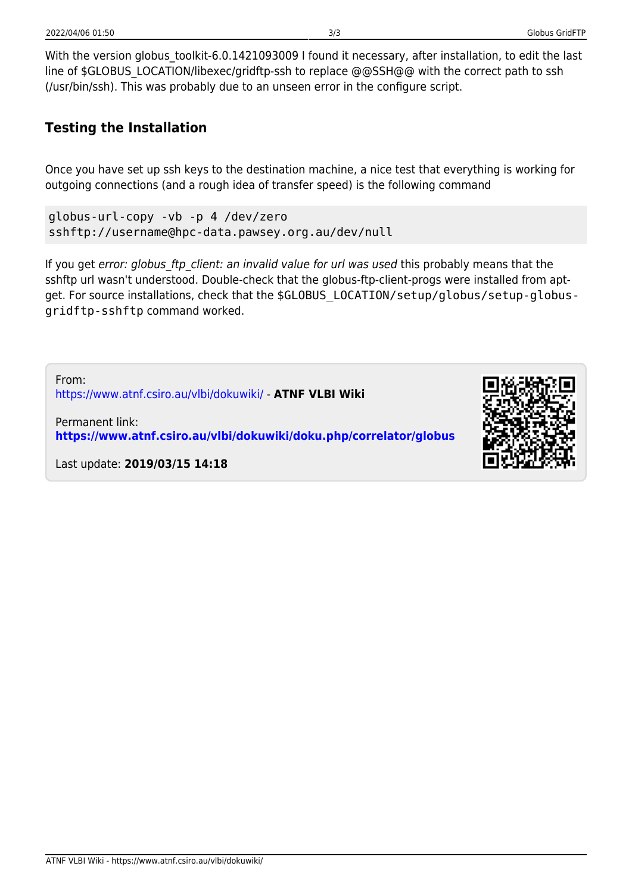With the version globus_toolkit-6.0.1421093009 I found it necessary, after installation, to edit the last line of $GLOBUS_LOCATION/libexec/gridftp-ssh to replace @@SSH@@ with the correct path to ssh (/usr/bin/ssh). This was probably due to an unseen error in the configure script.

## Testing the Installation

Once you have set up ssh keys to the destination machine, a nice test that everything is working for outgoing connections (and a rough idea of transfer speed) is the following command

```
globus-url-copy -vb -p 4 /dev/zero
sshftp://username@hpc-data.pawsey.org.au/dev/null
```

If you get *error: globus_ftp_client: an invalid value for url was used* this probably means that the sshftp url wasn't understood. Double-check that the globus-ftp-client-progs were installed from apt-get. For source installations, check that the `$GLOBUS_LOCATION/setup/globus/setup-globus-gridftp-sshftp` command worked.

From:
https://www.atnf.csiro.au/vlbi/dokuwiki/ - **ATNF VLBI Wiki**

Permanent link:
**https://www.atnf.csiro.au/vlbi/dokuwiki/doku.php/correlator/globus**

Last update: **2019/03/15 14:18**